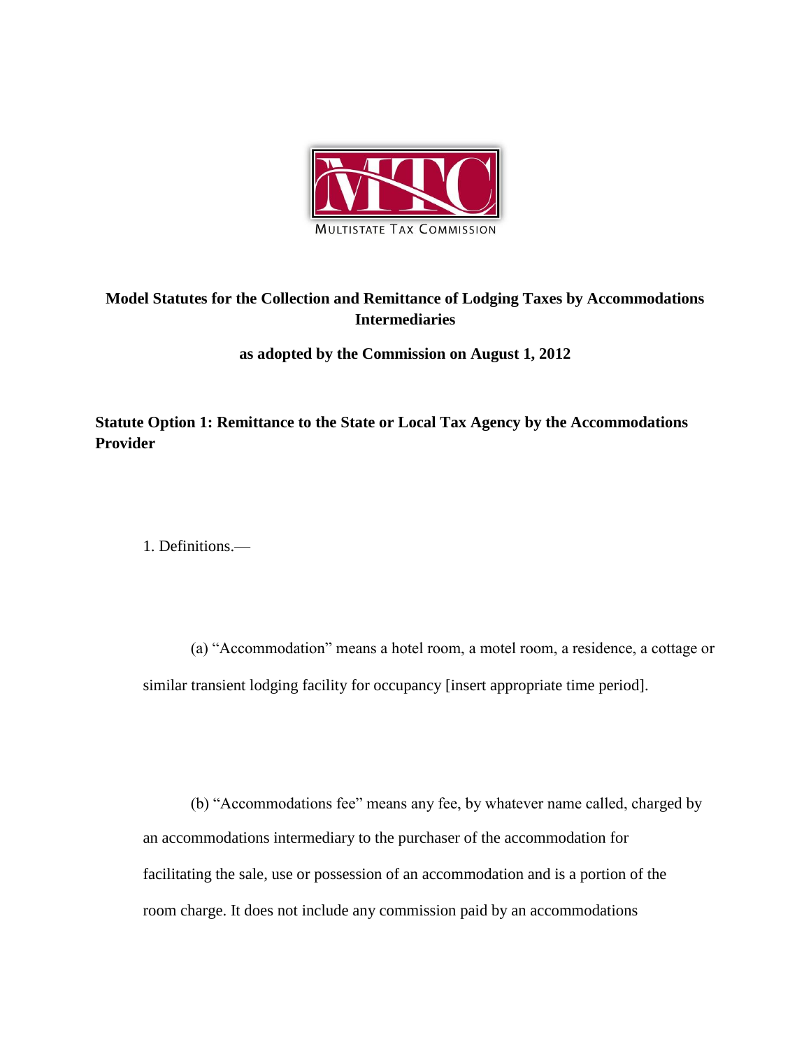MULTISTATE TAX COMMISSION

# Model Statutes for the Collection and Remittance of Lodging Taxes by Accommodations Intermediaries

**as adopted by the Commission on August 1, 2012**

## Statute Option 1: Remittance to the State or Local Tax Agency by the Accommodations Provider

1. Definitions.—

(a) "Accommodation" means a hotel room, a motel room, a residence, a cottage or similar transient lodging facility for occupancy [insert appropriate time period].

(b) "Accommodations fee" means any fee, by whatever name called, charged by an accommodations intermediary to the purchaser of the accommodation for facilitating the sale, use or possession of an accommodation and is a portion of the room charge. It does not include any commission paid by an accommodations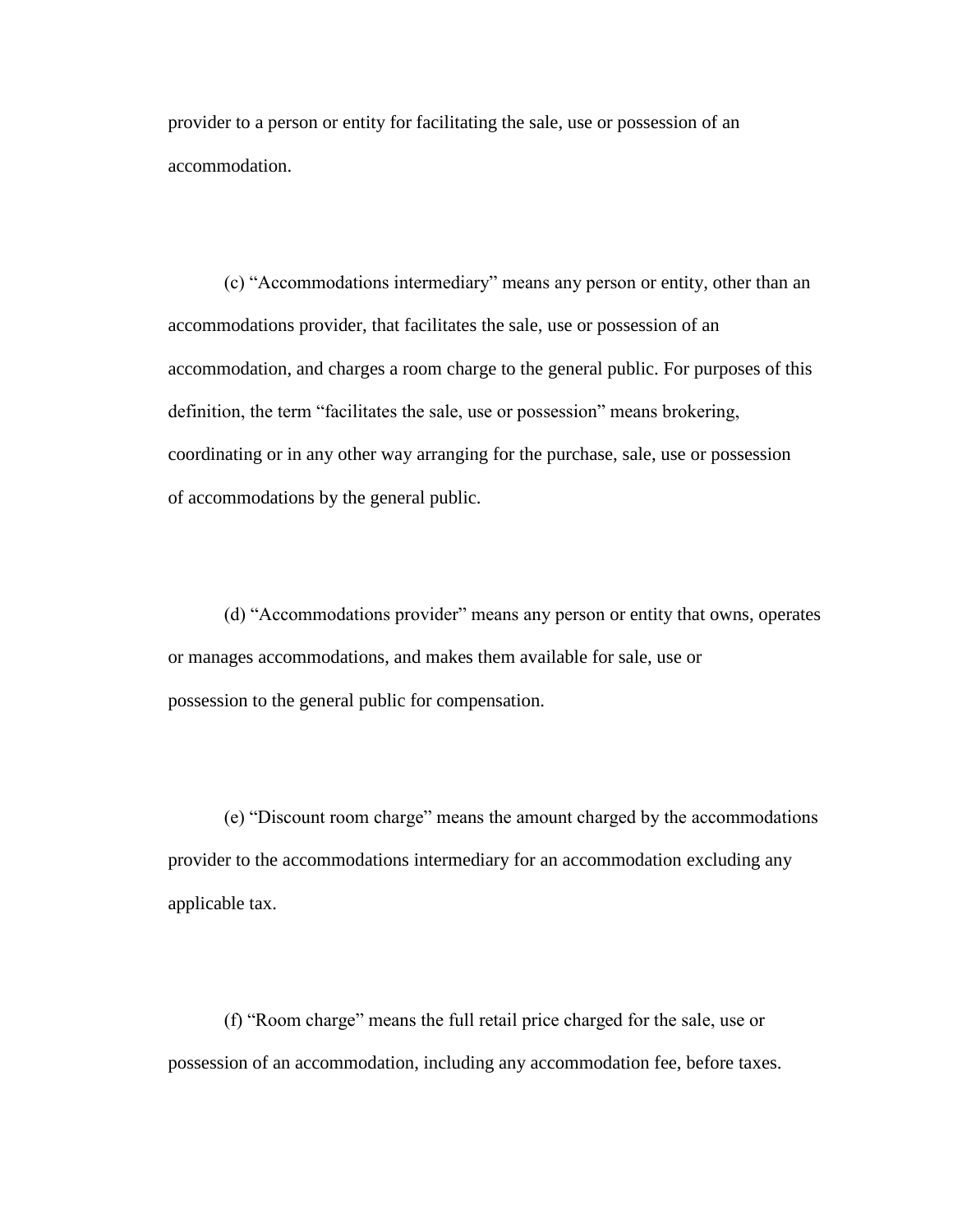provider to a person or entity for facilitating the sale, use or possession of an accommodation.

(c) "Accommodations intermediary" means any person or entity, other than an accommodations provider, that facilitates the sale, use or possession of an accommodation, and charges a room charge to the general public. For purposes of this definition, the term "facilitates the sale, use or possession" means brokering, coordinating or in any other way arranging for the purchase, sale, use or possession of accommodations by the general public.

(d) "Accommodations provider" means any person or entity that owns, operates or manages accommodations, and makes them available for sale, use or possession to the general public for compensation.

(e) "Discount room charge" means the amount charged by the accommodations provider to the accommodations intermediary for an accommodation excluding any applicable tax.

(f) "Room charge" means the full retail price charged for the sale, use or possession of an accommodation, including any accommodation fee, before taxes.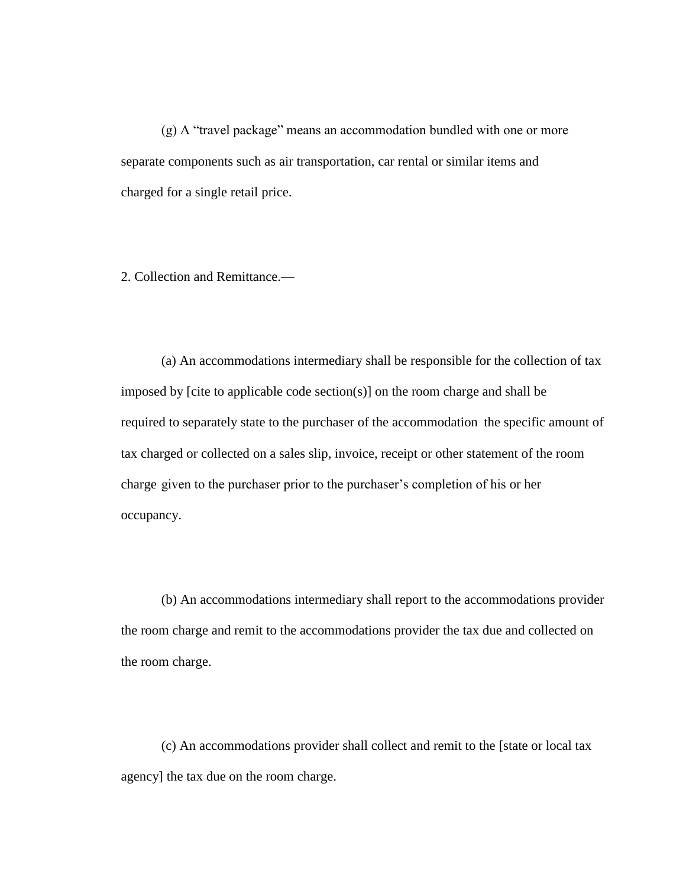(g) A “travel package” means an accommodation bundled with one or more separate components such as air transportation, car rental or similar items and charged for a single retail price.

2. Collection and Remittance.—

(a) An accommodations intermediary shall be responsible for the collection of tax imposed by [cite to applicable code section(s)] on the room charge and shall be required to separately state to the purchaser of the accommodation the specific amount of tax charged or collected on a sales slip, invoice, receipt or other statement of the room charge given to the purchaser prior to the purchaser’s completion of his or her occupancy.

(b) An accommodations intermediary shall report to the accommodations provider the room charge and remit to the accommodations provider the tax due and collected on the room charge.

(c) An accommodations provider shall collect and remit to the [state or local tax agency] the tax due on the room charge.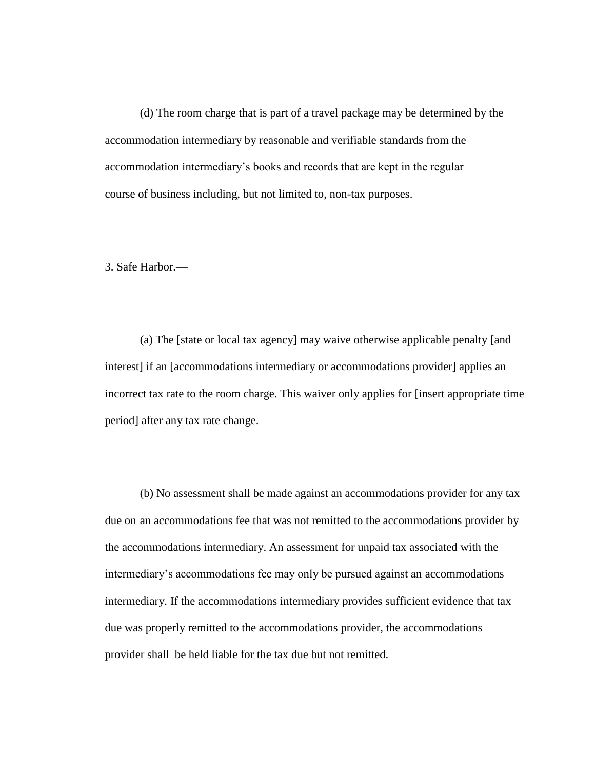(d) The room charge that is part of a travel package may be determined by the accommodation intermediary by reasonable and verifiable standards from the accommodation intermediary's books and records that are kept in the regular course of business including, but not limited to, non-tax purposes.

3. Safe Harbor.—

(a) The [state or local tax agency] may waive otherwise applicable penalty [and interest] if an [accommodations intermediary or accommodations provider] applies an incorrect tax rate to the room charge. This waiver only applies for [insert appropriate time period] after any tax rate change.

(b) No assessment shall be made against an accommodations provider for any tax due on an accommodations fee that was not remitted to the accommodations provider by the accommodations intermediary. An assessment for unpaid tax associated with the intermediary's accommodations fee may only be pursued against an accommodations intermediary. If the accommodations intermediary provides sufficient evidence that tax due was properly remitted to the accommodations provider, the accommodations provider shall be held liable for the tax due but not remitted.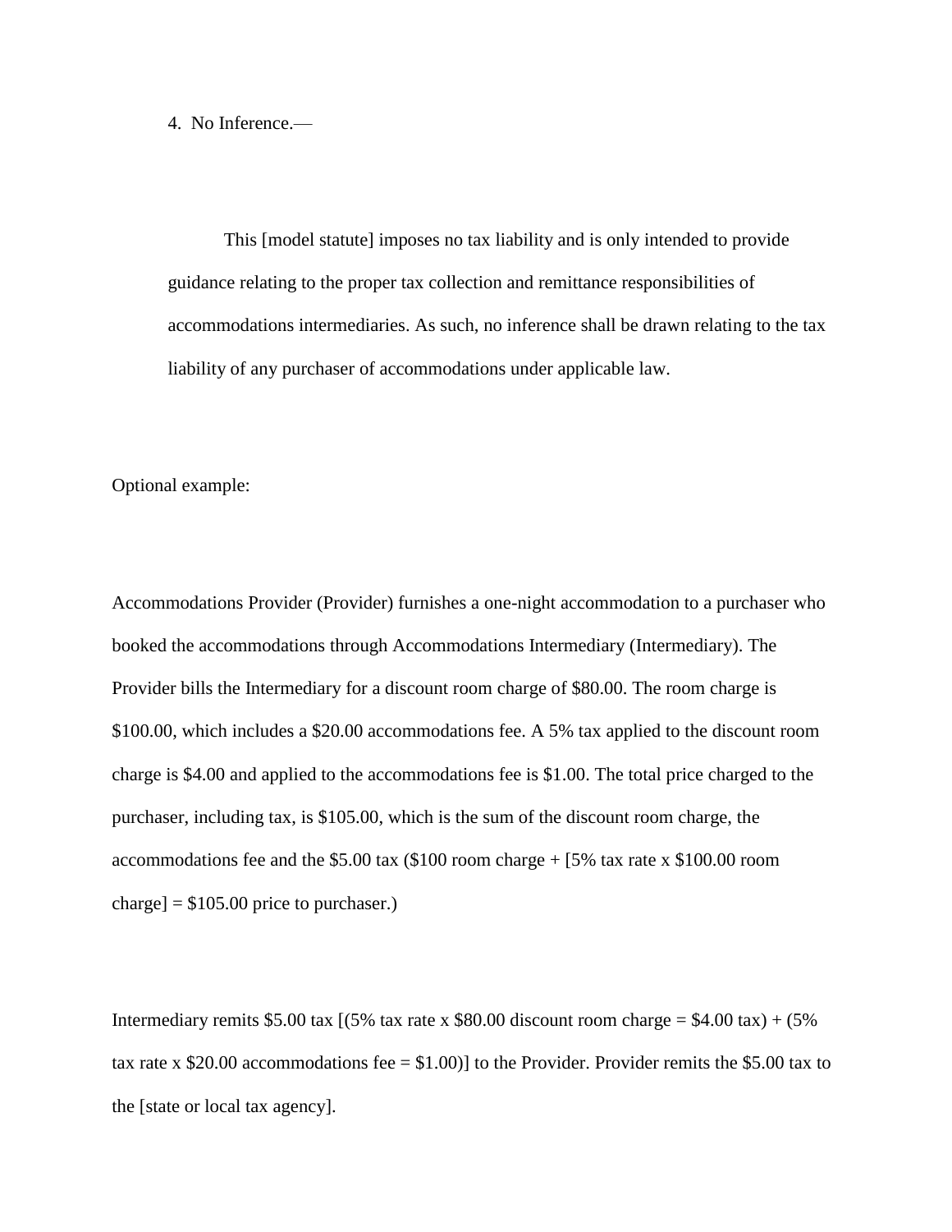4. No Inference.—

This [model statute] imposes no tax liability and is only intended to provide guidance relating to the proper tax collection and remittance responsibilities of accommodations intermediaries. As such, no inference shall be drawn relating to the tax liability of any purchaser of accommodations under applicable law.

Optional example:

Accommodations Provider (Provider) furnishes a one-night accommodation to a purchaser who booked the accommodations through Accommodations Intermediary (Intermediary). The Provider bills the Intermediary for a discount room charge of $80.00. The room charge is $100.00, which includes a $20.00 accommodations fee. A 5% tax applied to the discount room charge is $4.00 and applied to the accommodations fee is $1.00. The total price charged to the purchaser, including tax, is $105.00, which is the sum of the discount room charge, the accommodations fee and the $5.00 tax ($100 room charge + [5% tax rate x $100.00 room charge] = $105.00 price to purchaser.)

Intermediary remits $5.00 tax [(5% tax rate x $80.00 discount room charge = $4.00 tax) + (5% tax rate x $20.00 accommodations fee = $1.00)] to the Provider. Provider remits the $5.00 tax to the [state or local tax agency].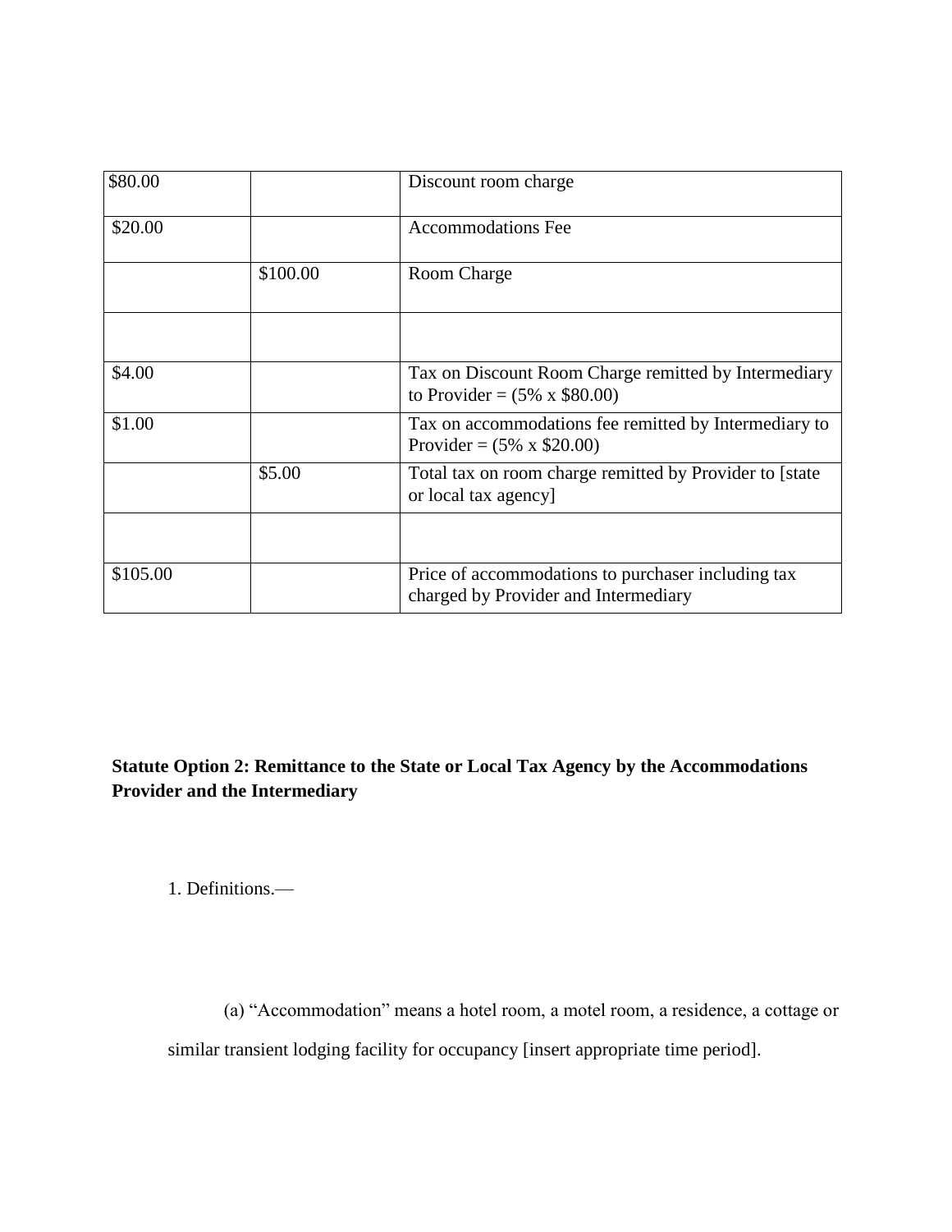| | | |
|---|---|---|
| $80.00 | | Discount room charge |
| $20.00 | | Accommodations Fee |
| | $100.00 | Room Charge |
| | | |
| $4.00 | | Tax on Discount Room Charge remitted by Intermediary to Provider = (5% x $80.00) |
| $1.00 | | Tax on accommodations fee remitted by Intermediary to Provider = (5% x $20.00) |
| | $5.00 | Total tax on room charge remitted by Provider to [state or local tax agency] |
| | | |
| $105.00 | | Price of accommodations to purchaser including tax charged by Provider and Intermediary |

**Statute Option 2: Remittance to the State or Local Tax Agency by the Accommodations Provider and the Intermediary**

1. Definitions.—

(a) "Accommodation" means a hotel room, a motel room, a residence, a cottage or similar transient lodging facility for occupancy [insert appropriate time period].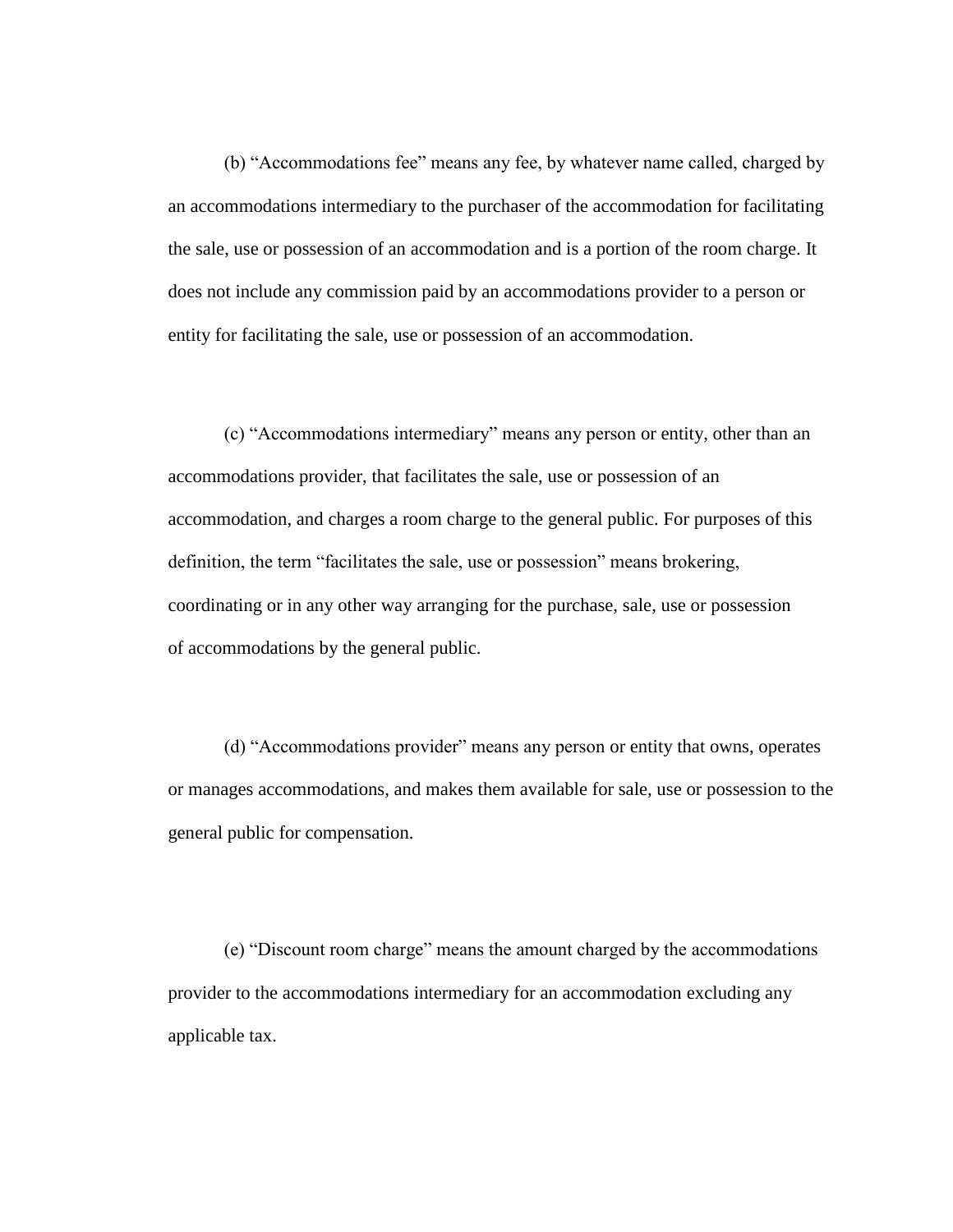(b) “Accommodations fee” means any fee, by whatever name called, charged by an accommodations intermediary to the purchaser of the accommodation for facilitating the sale, use or possession of an accommodation and is a portion of the room charge. It does not include any commission paid by an accommodations provider to a person or entity for facilitating the sale, use or possession of an accommodation.

(c) “Accommodations intermediary” means any person or entity, other than an accommodations provider, that facilitates the sale, use or possession of an accommodation, and charges a room charge to the general public. For purposes of this definition, the term “facilitates the sale, use or possession” means brokering, coordinating or in any other way arranging for the purchase, sale, use or possession of accommodations by the general public.

(d) “Accommodations provider” means any person or entity that owns, operates or manages accommodations, and makes them available for sale, use or possession to the general public for compensation.

(e) “Discount room charge” means the amount charged by the accommodations provider to the accommodations intermediary for an accommodation excluding any applicable tax.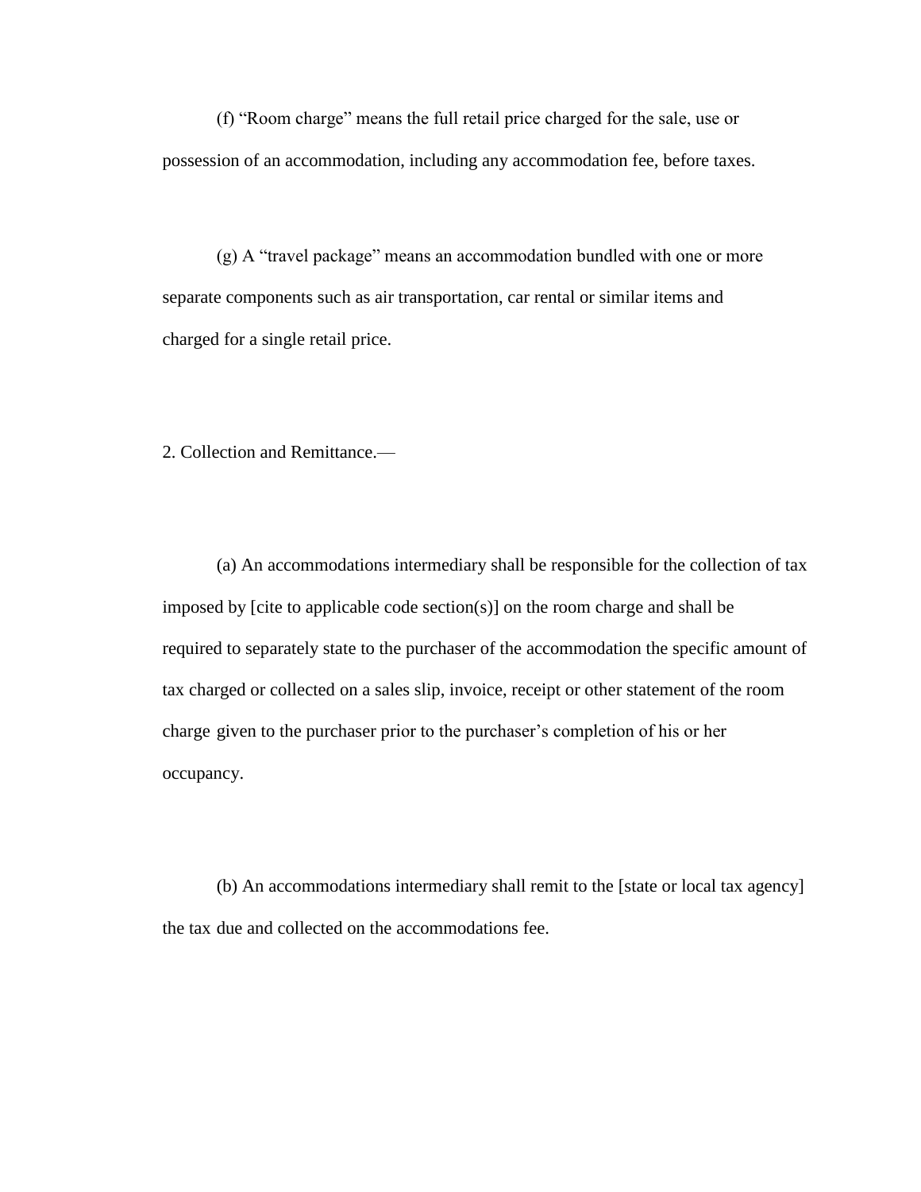(f) "Room charge" means the full retail price charged for the sale, use or possession of an accommodation, including any accommodation fee, before taxes.

(g) A "travel package" means an accommodation bundled with one or more separate components such as air transportation, car rental or similar items and charged for a single retail price.

2. Collection and Remittance.—

(a) An accommodations intermediary shall be responsible for the collection of tax imposed by [cite to applicable code section(s)] on the room charge and shall be required to separately state to the purchaser of the accommodation the specific amount of tax charged or collected on a sales slip, invoice, receipt or other statement of the room charge given to the purchaser prior to the purchaser's completion of his or her occupancy.

(b) An accommodations intermediary shall remit to the [state or local tax agency] the tax due and collected on the accommodations fee.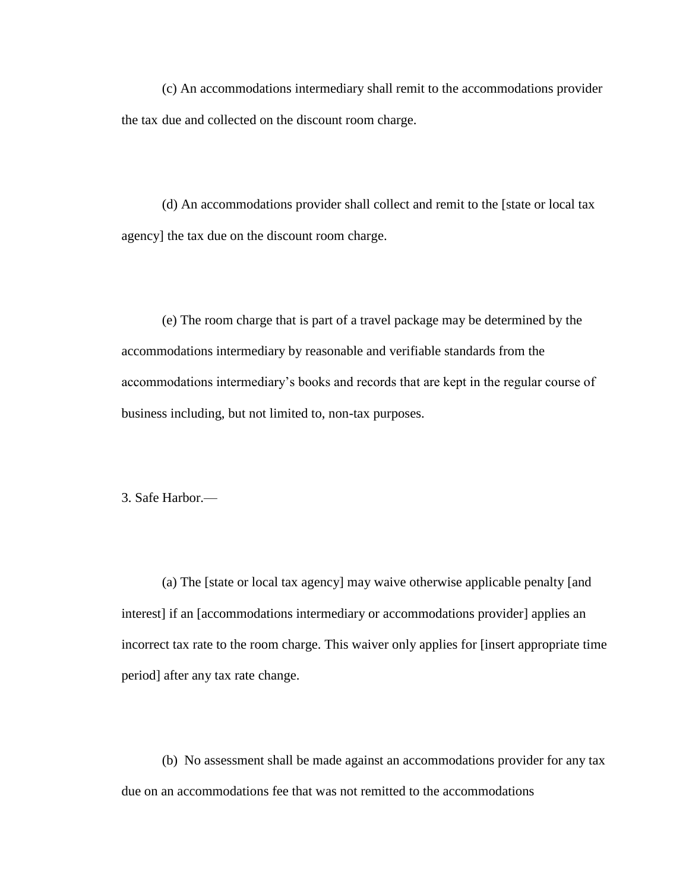(c) An accommodations intermediary shall remit to the accommodations provider the tax due and collected on the discount room charge.

(d) An accommodations provider shall collect and remit to the [state or local tax agency] the tax due on the discount room charge.

(e) The room charge that is part of a travel package may be determined by the accommodations intermediary by reasonable and verifiable standards from the accommodations intermediary's books and records that are kept in the regular course of business including, but not limited to, non-tax purposes.

3. Safe Harbor.—

(a) The [state or local tax agency] may waive otherwise applicable penalty [and interest] if an [accommodations intermediary or accommodations provider] applies an incorrect tax rate to the room charge. This waiver only applies for [insert appropriate time period] after any tax rate change.

(b) No assessment shall be made against an accommodations provider for any tax due on an accommodations fee that was not remitted to the accommodations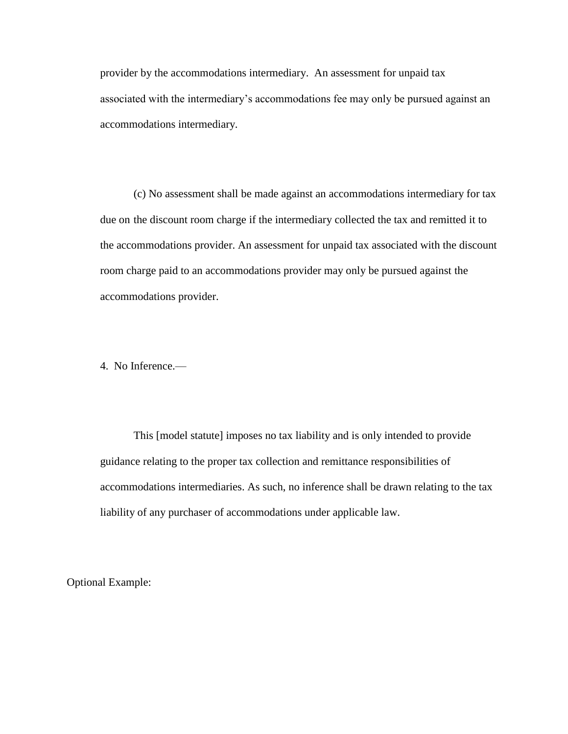provider by the accommodations intermediary. An assessment for unpaid tax associated with the intermediary's accommodations fee may only be pursued against an accommodations intermediary.

(c) No assessment shall be made against an accommodations intermediary for tax due on the discount room charge if the intermediary collected the tax and remitted it to the accommodations provider. An assessment for unpaid tax associated with the discount room charge paid to an accommodations provider may only be pursued against the accommodations provider.

4. No Inference.—

This [model statute] imposes no tax liability and is only intended to provide guidance relating to the proper tax collection and remittance responsibilities of accommodations intermediaries. As such, no inference shall be drawn relating to the tax liability of any purchaser of accommodations under applicable law.

Optional Example: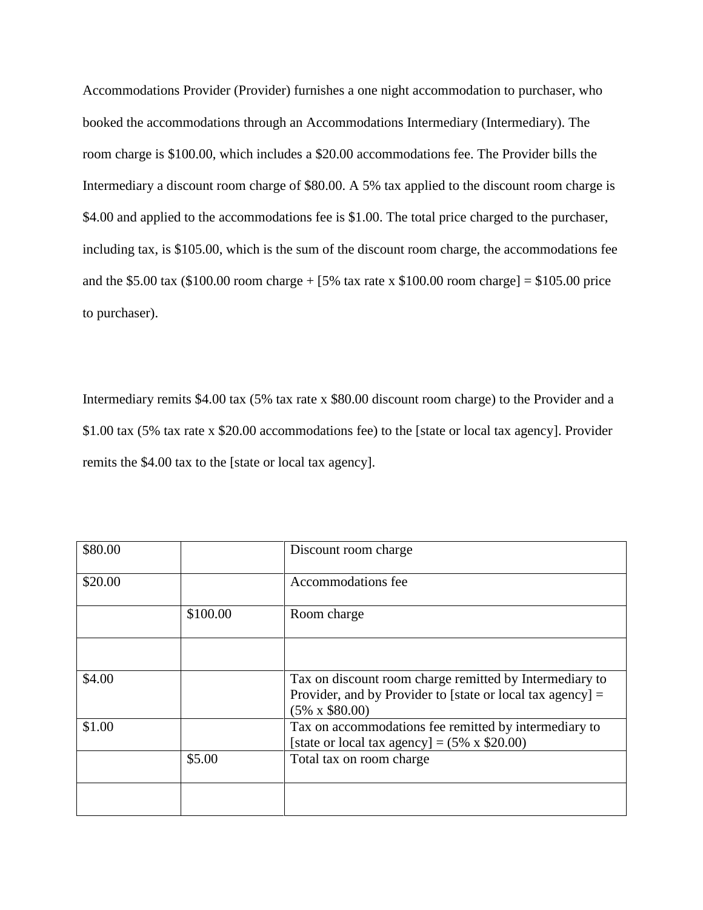Accommodations Provider (Provider) furnishes a one night accommodation to purchaser, who booked the accommodations through an Accommodations Intermediary (Intermediary). The room charge is $100.00, which includes a $20.00 accommodations fee. The Provider bills the Intermediary a discount room charge of $80.00. A 5% tax applied to the discount room charge is $4.00 and applied to the accommodations fee is $1.00. The total price charged to the purchaser, including tax, is $105.00, which is the sum of the discount room charge, the accommodations fee and the $5.00 tax ($100.00 room charge + [5% tax rate x $100.00 room charge] = $105.00 price to purchaser).

Intermediary remits $4.00 tax (5% tax rate x $80.00 discount room charge) to the Provider and a $1.00 tax (5% tax rate x $20.00 accommodations fee) to the [state or local tax agency]. Provider remits the $4.00 tax to the [state or local tax agency].

| | | |
|---|---|---|
| $80.00 | | Discount room charge |
| $20.00 | | Accommodations fee |
| | $100.00 | Room charge |
| | | |
| $4.00 | | Tax on discount room charge remitted by Intermediary to Provider, and by Provider to [state or local tax agency] = (5% x $80.00) |
| $1.00 | | Tax on accommodations fee remitted by intermediary to [state or local tax agency] = (5% x $20.00) |
| | $5.00 | Total tax on room charge |
| | | |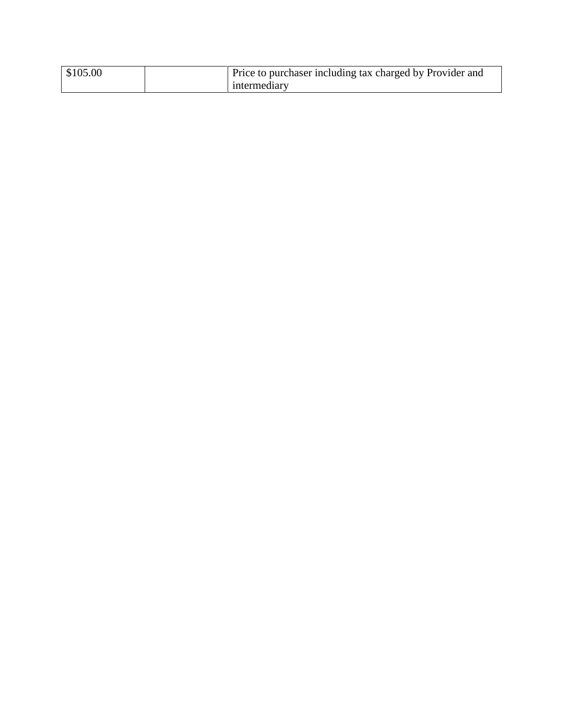| | | |
|---|---|---|
| $105.00 | | Price to purchaser including tax charged by Provider and intermediary |